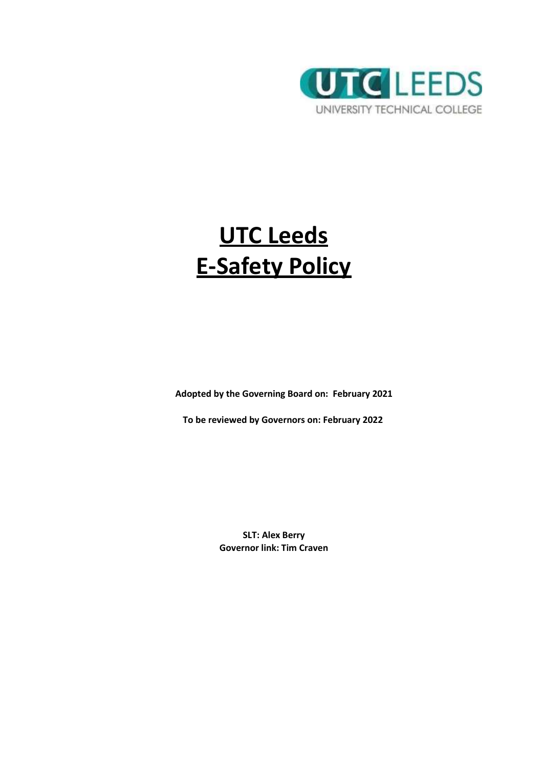# UTC Leeds E-Safety Policy

**Adopted by the Governing Board on: February 2021**

**To be reviewed by Governors on: February 2022**

**SLT: Alex Berry**
**Governor link: Tim Craven**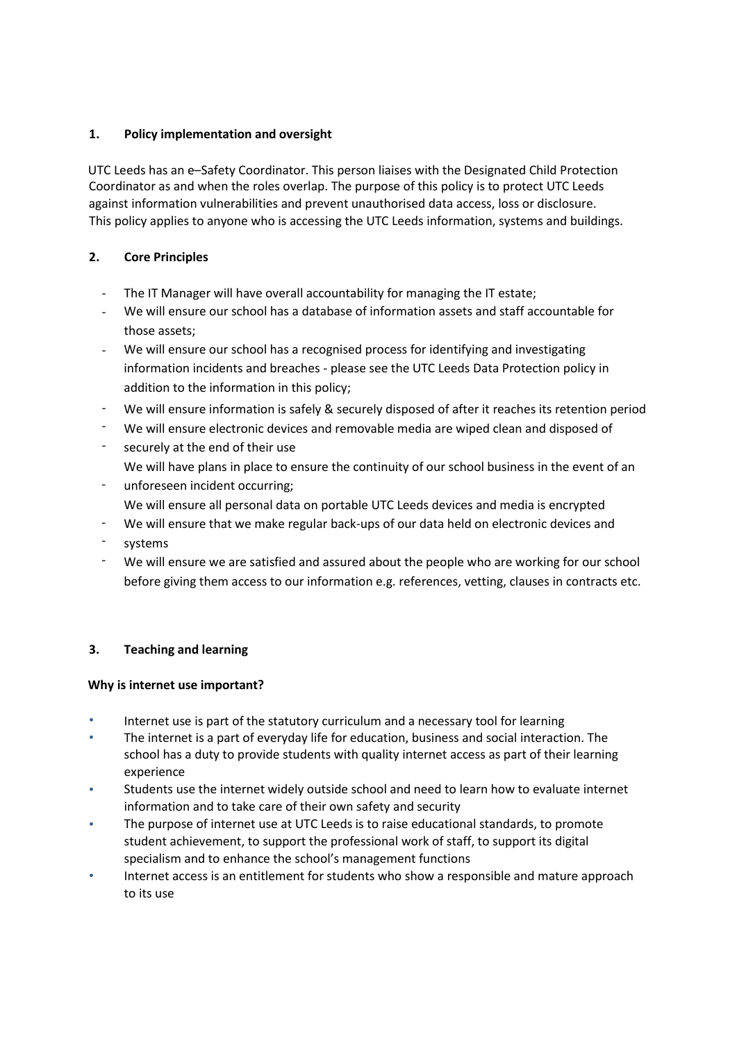## 1. Policy implementation and oversight

UTC Leeds has an e–Safety Coordinator. This person liaises with the Designated Child Protection Coordinator as and when the roles overlap. The purpose of this policy is to protect UTC Leeds against information vulnerabilities and prevent unauthorised data access, loss or disclosure. This policy applies to anyone who is accessing the UTC Leeds information, systems and buildings.

## 2. Core Principles

- The IT Manager will have overall accountability for managing the IT estate;
- We will ensure our school has a database of information assets and staff accountable for those assets;
- We will ensure our school has a recognised process for identifying and investigating information incidents and breaches - please see the UTC Leeds Data Protection policy in addition to the information in this policy;
- We will ensure information is safely & securely disposed of after it reaches its retention period
- We will ensure electronic devices and removable media are wiped clean and disposed of securely at the end of their use
- We will have plans in place to ensure the continuity of our school business in the event of an unforeseen incident occurring;
- We will ensure all personal data on portable UTC Leeds devices and media is encrypted
- We will ensure that we make regular back-ups of our data held on electronic devices and systems
- We will ensure we are satisfied and assured about the people who are working for our school before giving them access to our information e.g. references, vetting, clauses in contracts etc.

## 3. Teaching and learning

**Why is internet use important?**

- Internet use is part of the statutory curriculum and a necessary tool for learning
- The internet is a part of everyday life for education, business and social interaction. The school has a duty to provide students with quality internet access as part of their learning experience
- Students use the internet widely outside school and need to learn how to evaluate internet information and to take care of their own safety and security
- The purpose of internet use at UTC Leeds is to raise educational standards, to promote student achievement, to support the professional work of staff, to support its digital specialism and to enhance the school's management functions
- Internet access is an entitlement for students who show a responsible and mature approach to its use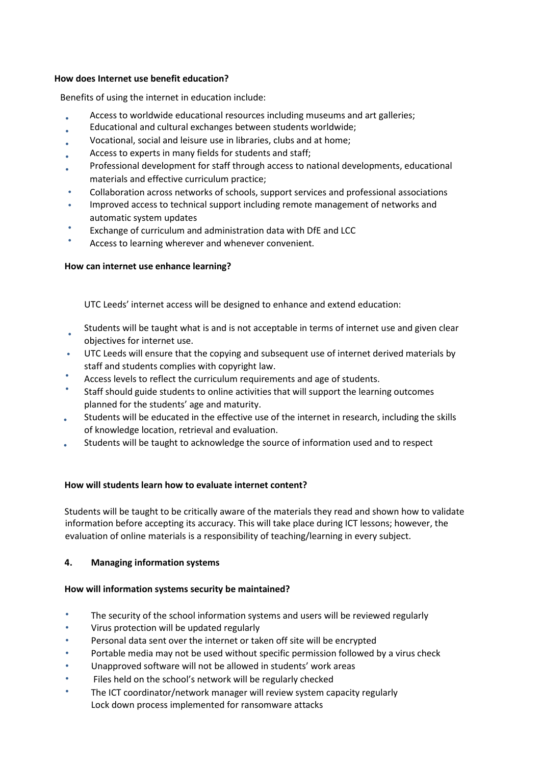**How does Internet use benefit education?**

Benefits of using the internet in education include:

- Access to worldwide educational resources including museums and art galleries;
- Educational and cultural exchanges between students worldwide;
- Vocational, social and leisure use in libraries, clubs and at home;
- Access to experts in many fields for students and staff;
- Professional development for staff through access to national developments, educational materials and effective curriculum practice;
- Collaboration across networks of schools, support services and professional associations
- Improved access to technical support including remote management of networks and automatic system updates
- Exchange of curriculum and administration data with DfE and LCC
- Access to learning wherever and whenever convenient.

**How can internet use enhance learning?**

UTC Leeds' internet access will be designed to enhance and extend education:

- Students will be taught what is and is not acceptable in terms of internet use and given clear objectives for internet use.
- UTC Leeds will ensure that the copying and subsequent use of internet derived materials by staff and students complies with copyright law.
- Access levels to reflect the curriculum requirements and age of students.
- Staff should guide students to online activities that will support the learning outcomes planned for the students' age and maturity.
- Students will be educated in the effective use of the internet in research, including the skills of knowledge location, retrieval and evaluation.
- Students will be taught to acknowledge the source of information used and to respect

**How will students learn how to evaluate internet content?**

Students will be taught to be critically aware of the materials they read and shown how to validate information before accepting its accuracy. This will take place during ICT lessons; however, the evaluation of online materials is a responsibility of teaching/learning in every subject.

## 4. Managing information systems

**How will information systems security be maintained?**

- The security of the school information systems and users will be reviewed regularly
- Virus protection will be updated regularly
- Personal data sent over the internet or taken off site will be encrypted
- Portable media may not be used without specific permission followed by a virus check
- Unapproved software will not be allowed in students' work areas
- Files held on the school's network will be regularly checked
- The ICT coordinator/network manager will review system capacity regularly
  Lock down process implemented for ransomware attacks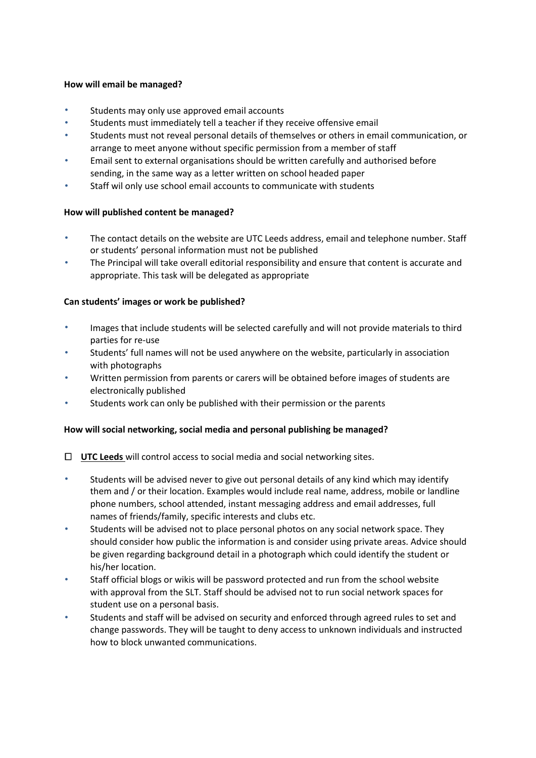**How will email be managed?**

- Students may only use approved email accounts
- Students must immediately tell a teacher if they receive offensive email
- Students must not reveal personal details of themselves or others in email communication, or arrange to meet anyone without specific permission from a member of staff
- Email sent to external organisations should be written carefully and authorised before sending, in the same way as a letter written on school headed paper
- Staff wil only use school email accounts to communicate with students

**How will published content be managed?**

- The contact details on the website are UTC Leeds address, email and telephone number. Staff or students' personal information must not be published
- The Principal will take overall editorial responsibility and ensure that content is accurate and appropriate. This task will be delegated as appropriate

**Can students' images or work be published?**

- Images that include students will be selected carefully and will not provide materials to third parties for re-use
- Students' full names will not be used anywhere on the website, particularly in association with photographs
- Written permission from parents or carers will be obtained before images of students are electronically published
- Students work can only be published with their permission or the parents

**How will social networking, social media and personal publishing be managed?**

- ☐ **UTC Leeds** will control access to social media and social networking sites.
- Students will be advised never to give out personal details of any kind which may identify them and / or their location. Examples would include real name, address, mobile or landline phone numbers, school attended, instant messaging address and email addresses, full names of friends/family, specific interests and clubs etc.
- Students will be advised not to place personal photos on any social network space. They should consider how public the information is and consider using private areas. Advice should be given regarding background detail in a photograph which could identify the student or his/her location.
- Staff official blogs or wikis will be password protected and run from the school website with approval from the SLT. Staff should be advised not to run social network spaces for student use on a personal basis.
- Students and staff will be advised on security and enforced through agreed rules to set and change passwords. They will be taught to deny access to unknown individuals and instructed how to block unwanted communications.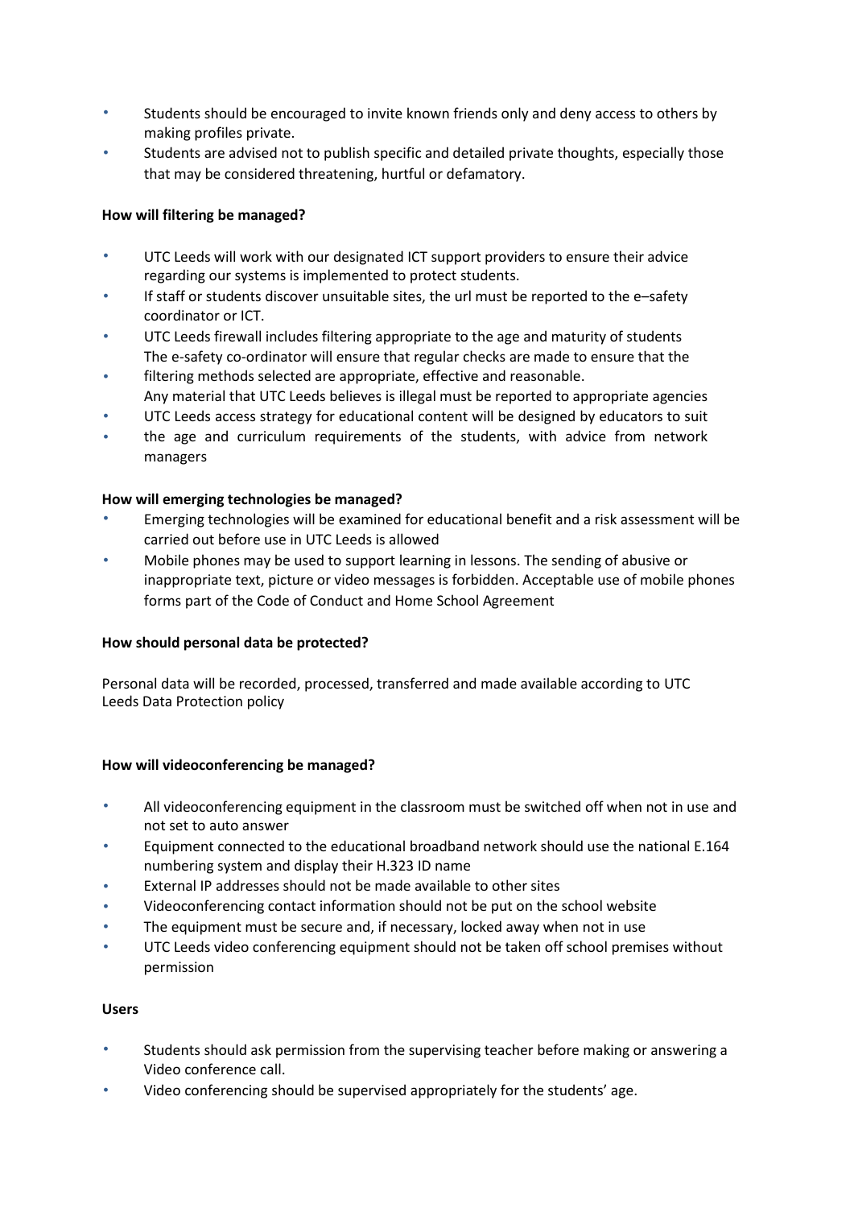- Students should be encouraged to invite known friends only and deny access to others by making profiles private.
- Students are advised not to publish specific and detailed private thoughts, especially those that may be considered threatening, hurtful or defamatory.

**How will filtering be managed?**

- UTC Leeds will work with our designated ICT support providers to ensure their advice regarding our systems is implemented to protect students.
- If staff or students discover unsuitable sites, the url must be reported to the e–safety coordinator or ICT.
- UTC Leeds firewall includes filtering appropriate to the age and maturity of students
- The e-safety co-ordinator will ensure that regular checks are made to ensure that the filtering methods selected are appropriate, effective and reasonable.
- Any material that UTC Leeds believes is illegal must be reported to appropriate agencies
- UTC Leeds access strategy for educational content will be designed by educators to suit the age and curriculum requirements of the students, with advice from network managers

**How will emerging technologies be managed?**

- Emerging technologies will be examined for educational benefit and a risk assessment will be carried out before use in UTC Leeds is allowed
- Mobile phones may be used to support learning in lessons. The sending of abusive or inappropriate text, picture or video messages is forbidden. Acceptable use of mobile phones forms part of the Code of Conduct and Home School Agreement

**How should personal data be protected?**

Personal data will be recorded, processed, transferred and made available according to UTC Leeds Data Protection policy

**How will videoconferencing be managed?**

- All videoconferencing equipment in the classroom must be switched off when not in use and not set to auto answer
- Equipment connected to the educational broadband network should use the national E.164 numbering system and display their H.323 ID name
- External IP addresses should not be made available to other sites
- Videoconferencing contact information should not be put on the school website
- The equipment must be secure and, if necessary, locked away when not in use
- UTC Leeds video conferencing equipment should not be taken off school premises without permission

**Users**

- Students should ask permission from the supervising teacher before making or answering a Video conference call.
- Video conferencing should be supervised appropriately for the students' age.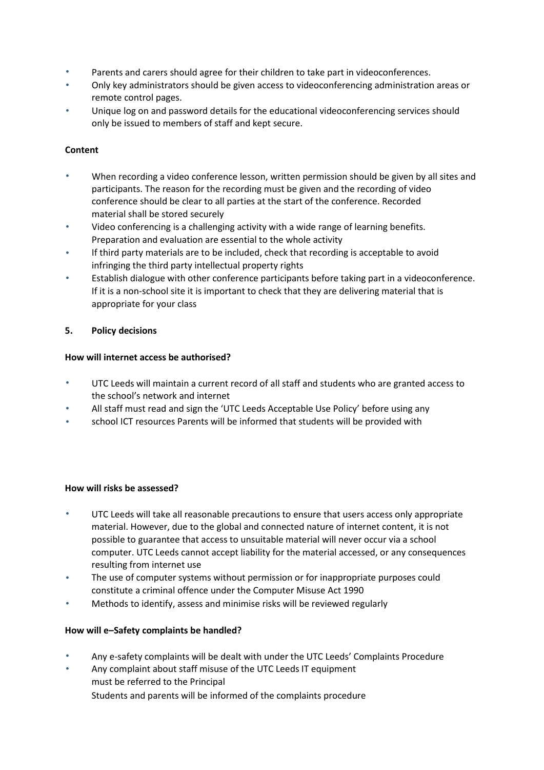- Parents and carers should agree for their children to take part in videoconferences.
- Only key administrators should be given access to videoconferencing administration areas or remote control pages.
- Unique log on and password details for the educational videoconferencing services should only be issued to members of staff and kept secure.

**Content**

- When recording a video conference lesson, written permission should be given by all sites and participants. The reason for the recording must be given and the recording of video conference should be clear to all parties at the start of the conference. Recorded material shall be stored securely
- Video conferencing is a challenging activity with a wide range of learning benefits. Preparation and evaluation are essential to the whole activity
- If third party materials are to be included, check that recording is acceptable to avoid infringing the third party intellectual property rights
- Establish dialogue with other conference participants before taking part in a videoconference. If it is a non-school site it is important to check that they are delivering material that is appropriate for your class

## 5. Policy decisions

**How will internet access be authorised?**

- UTC Leeds will maintain a current record of all staff and students who are granted access to the school's network and internet
- All staff must read and sign the 'UTC Leeds Acceptable Use Policy' before using any
- school ICT resources Parents will be informed that students will be provided with

**How will risks be assessed?**

- UTC Leeds will take all reasonable precautions to ensure that users access only appropriate material. However, due to the global and connected nature of internet content, it is not possible to guarantee that access to unsuitable material will never occur via a school computer. UTC Leeds cannot accept liability for the material accessed, or any consequences resulting from internet use
- The use of computer systems without permission or for inappropriate purposes could constitute a criminal offence under the Computer Misuse Act 1990
- Methods to identify, assess and minimise risks will be reviewed regularly

**How will e–Safety complaints be handled?**

- Any e-safety complaints will be dealt with under the UTC Leeds' Complaints Procedure
- Any complaint about staff misuse of the UTC Leeds IT equipment must be referred to the Principal
  Students and parents will be informed of the complaints procedure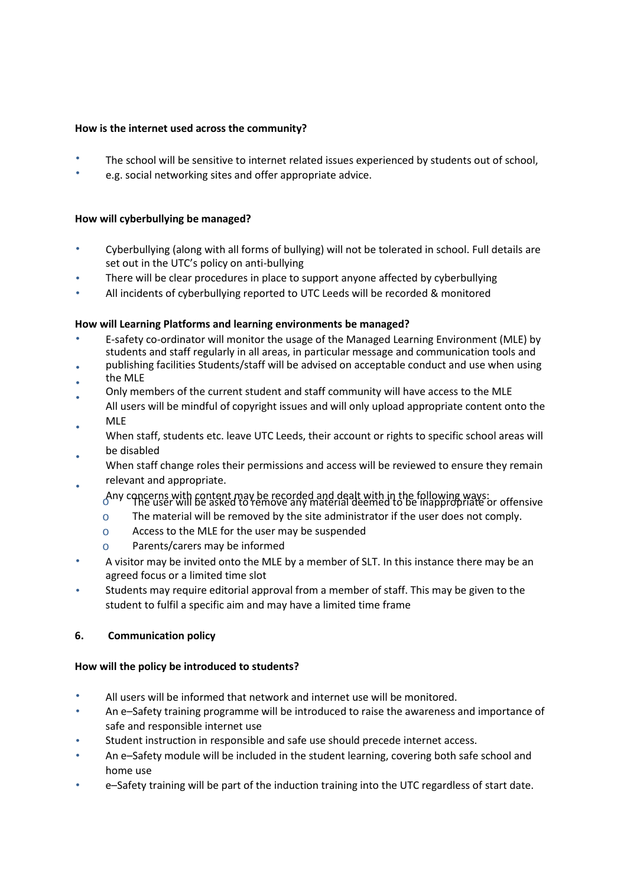**How is the internet used across the community?**

- The school will be sensitive to internet related issues experienced by students out of school,
- e.g. social networking sites and offer appropriate advice.

**How will cyberbullying be managed?**

- Cyberbullying (along with all forms of bullying) will not be tolerated in school. Full details are set out in the UTC's policy on anti-bullying
- There will be clear procedures in place to support anyone affected by cyberbullying
- All incidents of cyberbullying reported to UTC Leeds will be recorded & monitored

**How will Learning Platforms and learning environments be managed?**

- E-safety co-ordinator will monitor the usage of the Managed Learning Environment (MLE) by students and staff regularly in all areas, in particular message and communication tools and publishing facilities
- Students/staff will be advised on acceptable conduct and use when using the MLE
- Only members of the current student and staff community will have access to the MLE
- All users will be mindful of copyright issues and will only upload appropriate content onto the MLE
- When staff, students etc. leave UTC Leeds, their account or rights to specific school areas will be disabled
- When staff change roles their permissions and access will be reviewed to ensure they remain relevant and appropriate.
- Any concerns with content may be recorded and dealt with in the following ways:
  - The user will be asked to remove any material deemed to be inappropriate or offensive
  - The material will be removed by the site administrator if the user does not comply.
  - Access to the MLE for the user may be suspended
  - Parents/carers may be informed
- A visitor may be invited onto the MLE by a member of SLT. In this instance there may be an agreed focus or a limited time slot
- Students may require editorial approval from a member of staff. This may be given to the student to fulfil a specific aim and may have a limited time frame

## 6. Communication policy

**How will the policy be introduced to students?**

- All users will be informed that network and internet use will be monitored.
- An e–Safety training programme will be introduced to raise the awareness and importance of safe and responsible internet use
- Student instruction in responsible and safe use should precede internet access.
- An e–Safety module will be included in the student learning, covering both safe school and home use
- e–Safety training will be part of the induction training into the UTC regardless of start date.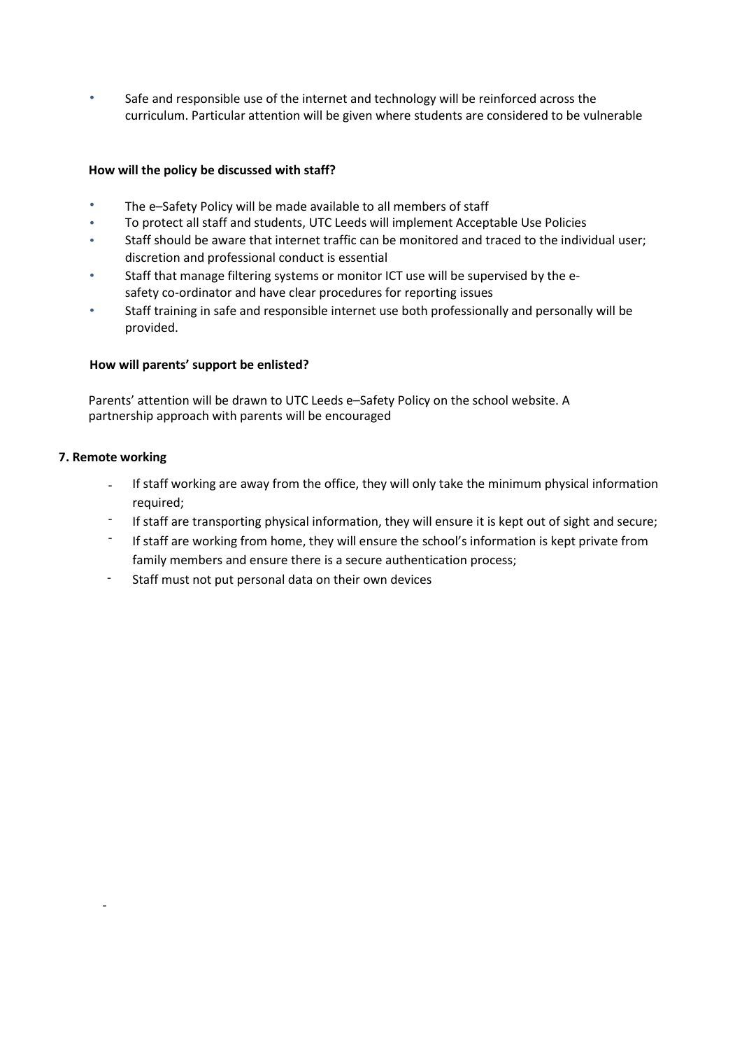- Safe and responsible use of the internet and technology will be reinforced across the curriculum. Particular attention will be given where students are considered to be vulnerable

**How will the policy be discussed with staff?**

- The e–Safety Policy will be made available to all members of staff
- To protect all staff and students, UTC Leeds will implement Acceptable Use Policies
- Staff should be aware that internet traffic can be monitored and traced to the individual user; discretion and professional conduct is essential
- Staff that manage filtering systems or monitor ICT use will be supervised by the e-safety co-ordinator and have clear procedures for reporting issues
- Staff training in safe and responsible internet use both professionally and personally will be provided.

**How will parents' support be enlisted?**

Parents' attention will be drawn to UTC Leeds e–Safety Policy on the school website. A partnership approach with parents will be encouraged

**7. Remote working**

- If staff working are away from the office, they will only take the minimum physical information required;
- If staff are transporting physical information, they will ensure it is kept out of sight and secure;
- If staff are working from home, they will ensure the school's information is kept private from family members and ensure there is a secure authentication process;
- Staff must not put personal data on their own devices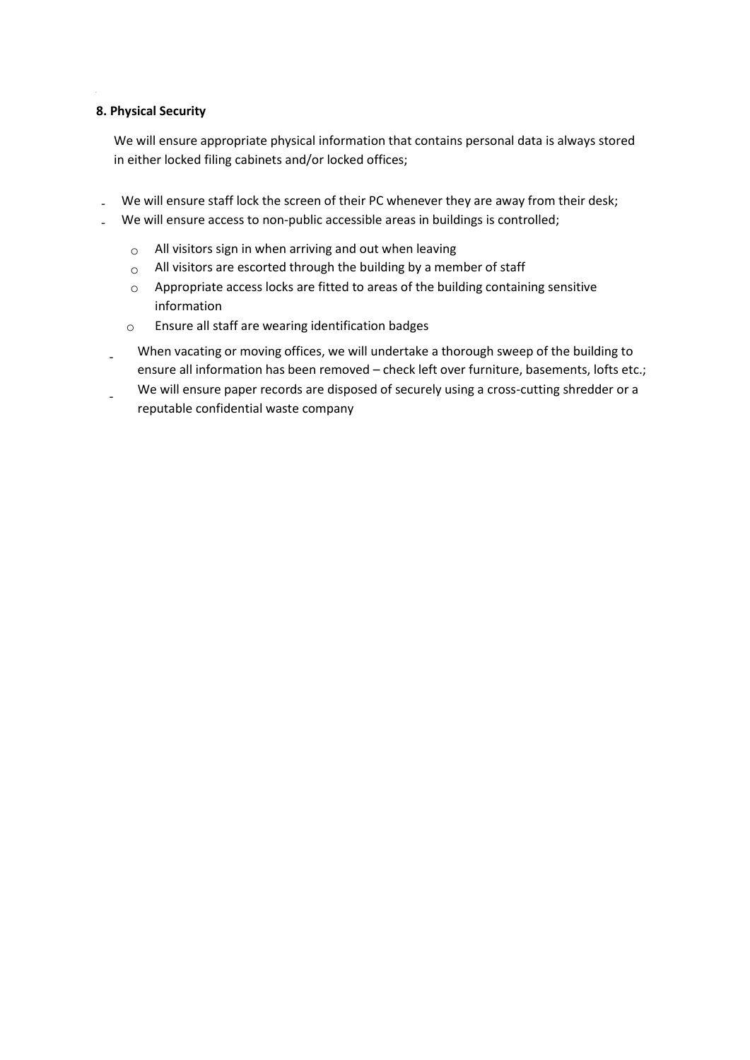**8. Physical Security**

We will ensure appropriate physical information that contains personal data is always stored in either locked filing cabinets and/or locked offices;

- We will ensure staff lock the screen of their PC whenever they are away from their desk;
- We will ensure access to non-public accessible areas in buildings is controlled;
  - All visitors sign in when arriving and out when leaving
  - All visitors are escorted through the building by a member of staff
  - Appropriate access locks are fitted to areas of the building containing sensitive information
  - Ensure all staff are wearing identification badges
- When vacating or moving offices, we will undertake a thorough sweep of the building to ensure all information has been removed – check left over furniture, basements, lofts etc.;
- We will ensure paper records are disposed of securely using a cross-cutting shredder or a reputable confidential waste company